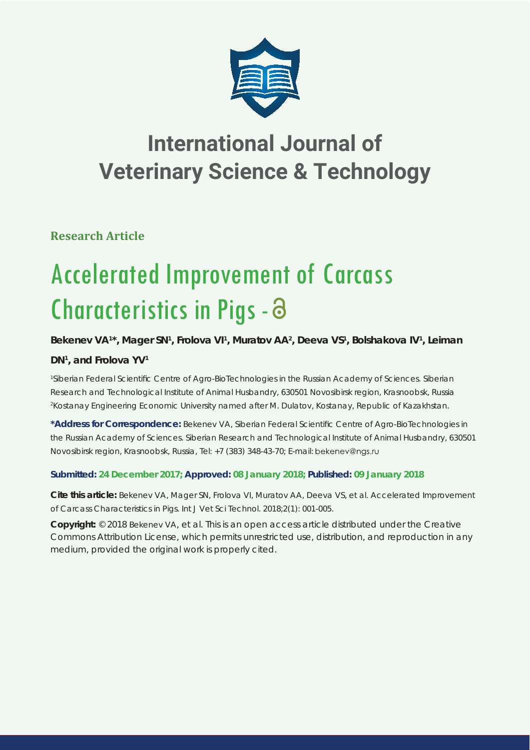# International Journal of Veterinary Science & Technology

**Research Article**

# Accelerated Improvement of Carcass Characteristics in Pigs -

**Bekenev VA[1]*, Mager SN[1], Frolova VI[1], Muratov AA[2], Deeva VS[1], Bolshakova IV[1], Leiman DN[1], and Frolova YV[1]**

[1]Siberian Federal Scientific Centre of Agro-BioTechnologies in the Russian Academy of Sciences. Siberian Research and Technological Institute of Animal Husbandry, 630501 Novosibirsk region, Krasnoobsk, Russia
[2]Kostanay Engineering Economic University named after M. Dulatov, Kostanay, Republic of Kazakhstan.

**\*Address for Correspondence:** Bekenev VA, Siberian Federal Scientific Centre of Agro-BioTechnologies in the Russian Academy of Sciences. Siberian Research and Technological Institute of Animal Husbandry, 630501 Novosibirsk region, Krasnoobsk, Russia, Tel: +7 (383) 348-43-70; E-mail: bekenev@ngs.ru

**Submitted: 24 December 2017; Approved: 08 January 2018; Published: 09 January 2018**

**Cite this article:** Bekenev VA, Mager SN, Frolova VI, Muratov AA, Deeva VS, et al. Accelerated Improvement of Carcass Characteristics in Pigs. Int J Vet Sci Technol. 2018;2(1): 001-005.

**Copyright:** © 2018 Bekenev VA, et al. This is an open access article distributed under the Creative Commons Attribution License, which permits unrestricted use, distribution, and reproduction in any medium, provided the original work is properly cited.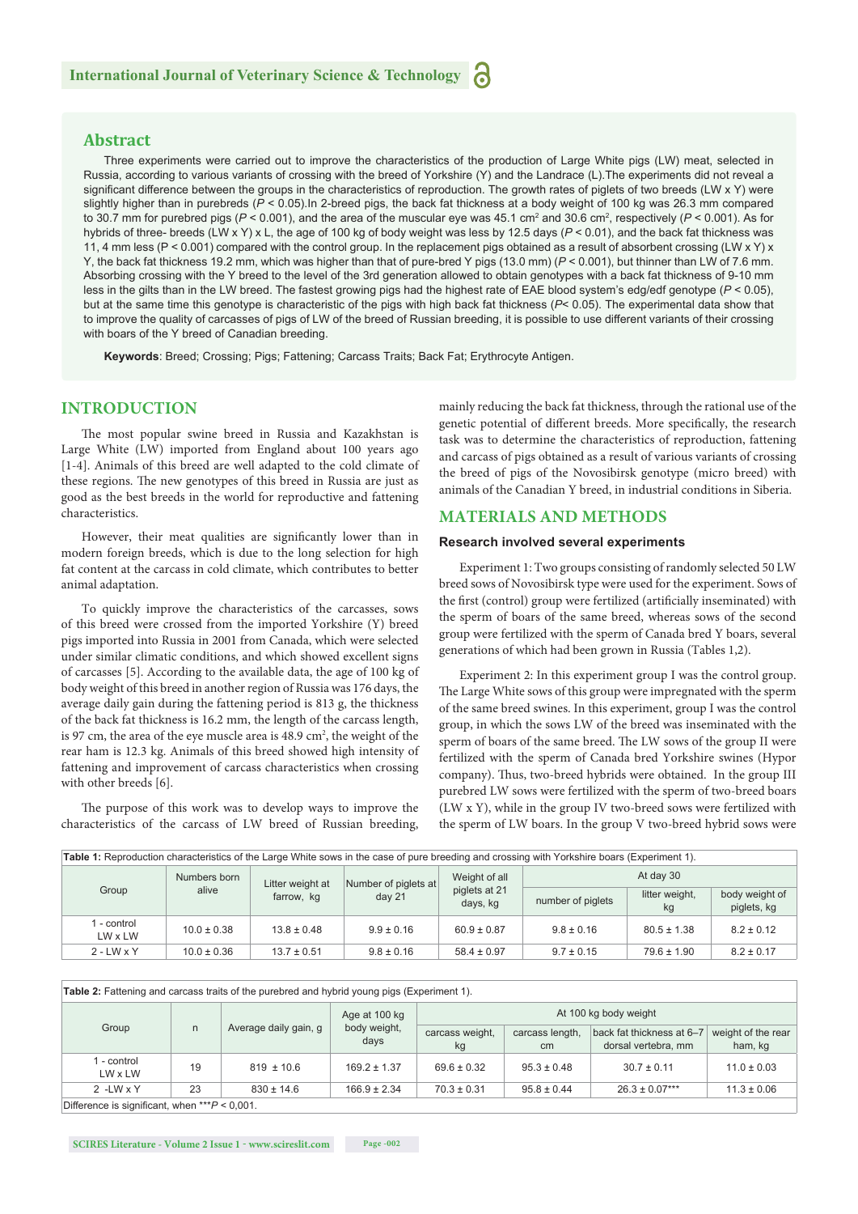## Abstract

Three experiments were carried out to improve the characteristics of the production of Large White pigs (LW) meat, selected in Russia, according to various variants of crossing with the breed of Yorkshire (Y) and the Landrace (L).The experiments did not reveal a significant difference between the groups in the characteristics of reproduction. The growth rates of piglets of two breeds (LW x Y) were slightly higher than in purebreds ($P < 0.05$).In 2-breed pigs, the back fat thickness at a body weight of 100 kg was 26.3 mm compared to 30.7 mm for purebred pigs ($P < 0.001$), and the area of the muscular eye was 45.1 $cm^2$ and 30.6 $cm^2$, respectively ($P < 0.001$). As for hybrids of three- breeds (LW x Y) x L, the age of 100 kg of body weight was less by 12.5 days ($P < 0.01$), and the back fat thickness was 11, 4 mm less ($P < 0.001$) compared with the control group. In the replacement pigs obtained as a result of absorbent crossing (LW x Y) x Y, the back fat thickness 19.2 mm, which was higher than that of pure-bred Y pigs (13.0 mm) ($P < 0.001$), but thinner than LW of 7.6 mm. Absorbing crossing with the Y breed to the level of the 3rd generation allowed to obtain genotypes with a back fat thickness of 9-10 mm less in the gilts than in the LW breed. The fastest growing pigs had the highest rate of EAE blood system's edg/edf genotype ($P < 0.05$), but at the same time this genotype is characteristic of the pigs with high back fat thickness ($P< 0.05$). The experimental data show that to improve the quality of carcasses of pigs of LW of the breed of Russian breeding, it is possible to use different variants of their crossing with boars of the Y breed of Canadian breeding.

**Keywords**: Breed; Crossing; Pigs; Fattening; Carcass Traits; Back Fat; Erythrocyte Antigen.

## INTRODUCTION

The most popular swine breed in Russia and Kazakhstan is Large White (LW) imported from England about 100 years ago [1-4]. Animals of this breed are well adapted to the cold climate of these regions. The new genotypes of this breed in Russia are just as good as the best breeds in the world for reproductive and fattening characteristics.

However, their meat qualities are significantly lower than in modern foreign breeds, which is due to the long selection for high fat content at the carcass in cold climate, which contributes to better animal adaptation.

To quickly improve the characteristics of the carcasses, sows of this breed were crossed from the imported Yorkshire (Y) breed pigs imported into Russia in 2001 from Canada, which were selected under similar climatic conditions, and which showed excellent signs of carcasses [5]. According to the available data, the age of 100 kg of body weight of this breed in another region of Russia was 176 days, the average daily gain during the fattening period is 813 g, the thickness of the back fat thickness is 16.2 mm, the length of the carcass length, is 97 cm, the area of the eye muscle area is 48.9 $cm^2$, the weight of the rear ham is 12.3 kg. Animals of this breed showed high intensity of fattening and improvement of carcass characteristics when crossing with other breeds [6].

The purpose of this work was to develop ways to improve the characteristics of the carcass of LW breed of Russian breeding, mainly reducing the back fat thickness, through the rational use of the genetic potential of different breeds. More specifically, the research task was to determine the characteristics of reproduction, fattening and carcass of pigs obtained as a result of various variants of crossing the breed of pigs of the Novosibirsk genotype (micro breed) with animals of the Canadian Y breed, in industrial conditions in Siberia.

## MATERIALS AND METHODS

### Research involved several experiments

Experiment 1: Two groups consisting of randomly selected 50 LW breed sows of Novosibirsk type were used for the experiment. Sows of the first (control) group were fertilized (artificially inseminated) with the sperm of boars of the same breed, whereas sows of the second group were fertilized with the sperm of Canada bred Y boars, several generations of which had been grown in Russia (Tables 1,2).

Experiment 2: In this experiment group I was the control group. The Large White sows of this group were impregnated with the sperm of the same breed swines. In this experiment, group I was the control group, in which the sows LW of the breed was inseminated with the sperm of boars of the same breed. The LW sows of the group II were fertilized with the sperm of Canada bred Yorkshire swines (Hypor company). Thus, two-breed hybrids were obtained. In the group III purebred LW sows were fertilized with the sperm of two-breed boars (LW x Y), while in the group IV two-breed sows were fertilized with the sperm of LW boars. In the group V two-breed hybrid sows were

**Table 1:** Reproduction characteristics of the Large White sows in the case of pure breeding and crossing with Yorkshire boars (Experiment 1).

| Group | Numbers born alive | Litter weight at farrow, kg | Number of piglets at day 21 | Weight of all piglets at 21 days, kg | At day 30 | | |
|---|---|---|---|---|---|---|---|
| | | | | | number of piglets | litter weight, kg | body weight of piglets, kg |
| 1 - control LW x LW | 10.0 ± 0.38 | 13.8 ± 0.48 | 9.9 ± 0.16 | 60.9 ± 0.87 | 9.8 ± 0.16 | 80.5 ± 1.38 | 8.2 ± 0.12 |
| 2 - LW x Y | 10.0 ± 0.36 | 13.7 ± 0.51 | 9.8 ± 0.16 | 58.4 ± 0.97 | 9.7 ± 0.15 | 79.6 ± 1.90 | 8.2 ± 0.17 |

**Table 2:** Fattening and carcass traits of the purebred and hybrid young pigs (Experiment 1).

| Group | n | Average daily gain, g | Age at 100 kg body weight, days | At 100 kg body weight | | | |
|---|---|---|---|---|---|---|---|
| | | | | carcass weight, kg | carcass length, cm | back fat thickness at 6–7 dorsal vertebra, mm | weight of the rear ham, kg |
| 1 - control LW x LW | 19 | 819 ± 10.6 | 169.2 ± 1.37 | 69.6 ± 0.32 | 95.3 ± 0.48 | 30.7 ± 0.11 | 11.0 ± 0.03 |
| 2 -LW x Y | 23 | 830 ± 14.6 | 166.9 ± 2.34 | 70.3 ± 0.31 | 95.8 ± 0.44 | 26.3 ± 0.07*** | 11.3 ± 0.06 |

Difference is significant, when ***$P < 0{,}001$.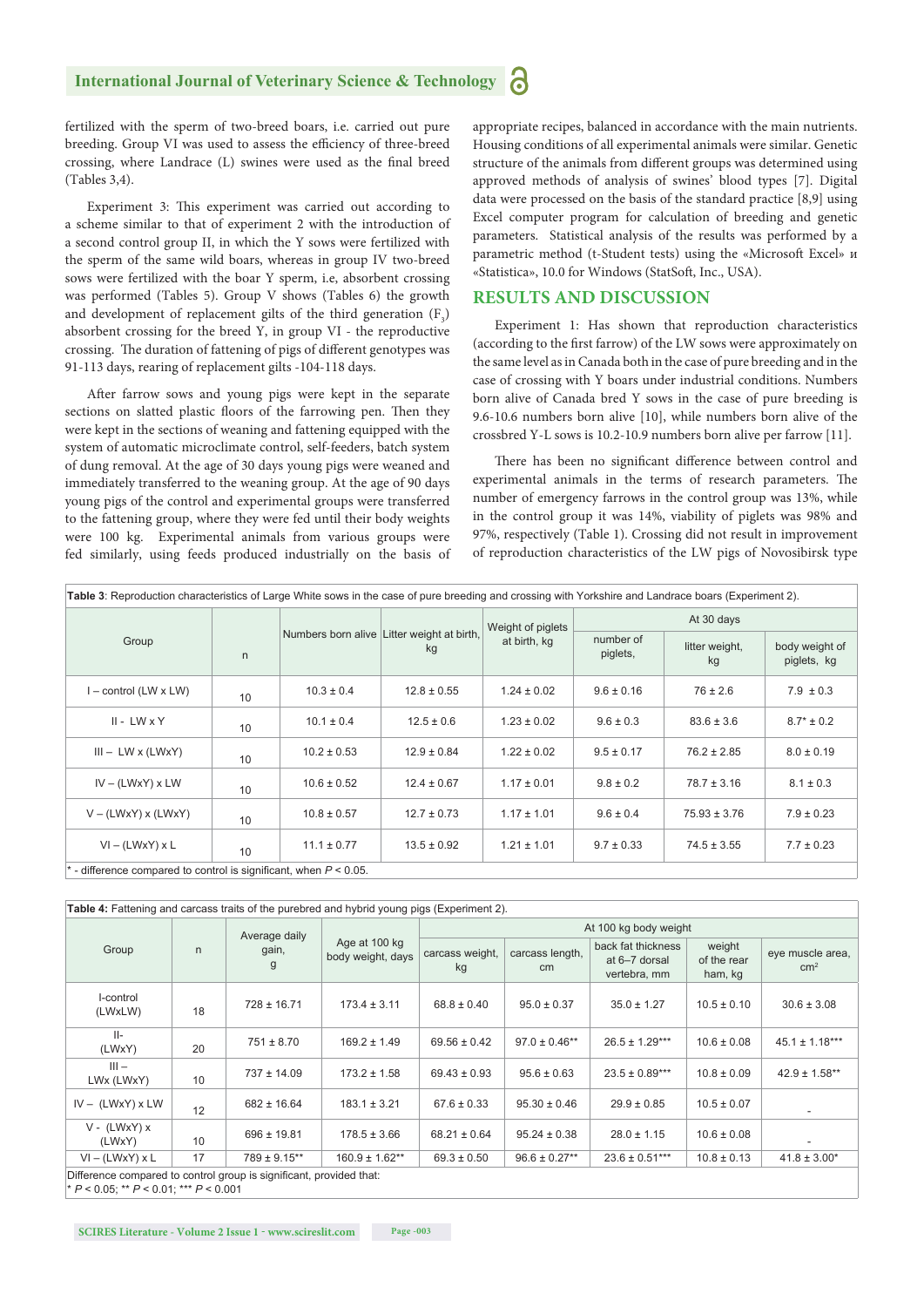fertilized with the sperm of two-breed boars, i.e. carried out pure breeding. Group VI was used to assess the efficiency of three-breed crossing, where Landrace (L) swines were used as the final breed (Tables 3,4).

Experiment 3: This experiment was carried out according to a scheme similar to that of experiment 2 with the introduction of a second control group II, in which the Y sows were fertilized with the sperm of the same wild boars, whereas in group IV two-breed sows were fertilized with the boar Y sperm, i.e, absorbent crossing was performed (Tables 5). Group V shows (Tables 6) the growth and development of replacement gilts of the third generation ($F_3$) absorbent crossing for the breed Y, in group VI - the reproductive crossing. The duration of fattening of pigs of different genotypes was 91-113 days, rearing of replacement gilts -104-118 days.

After farrow sows and young pigs were kept in the separate sections on slatted plastic floors of the farrowing pen. Then they were kept in the sections of weaning and fattening equipped with the system of automatic microclimate control, self-feeders, batch system of dung removal. At the age of 30 days young pigs were weaned and immediately transferred to the weaning group. At the age of 90 days young pigs of the control and experimental groups were transferred to the fattening group, where they were fed until their body weights were 100 kg. Experimental animals from various groups were fed similarly, using feeds produced industrially on the basis of appropriate recipes, balanced in accordance with the main nutrients. Housing conditions of all experimental animals were similar. Genetic structure of the animals from different groups was determined using approved methods of analysis of swines' blood types [7]. Digital data were processed on the basis of the standard practice [8,9] using Excel computer program for calculation of breeding and genetic parameters. Statistical analysis of the results was performed by a parametric method (t-Student tests) using the «Microsoft Excel» и «Statistica», 10.0 for Windows (StatSoft, Inc., USA).

## RESULTS AND DISCUSSION

Experiment 1: Has shown that reproduction characteristics (according to the first farrow) of the LW sows were approximately on the same level as in Canada both in the case of pure breeding and in the case of crossing with Y boars under industrial conditions. Numbers born alive of Canada bred Y sows in the case of pure breeding is 9.6-10.6 numbers born alive [10], while numbers born alive of the crossbred Y-L sows is 10.2-10.9 numbers born alive per farrow [11].

There has been no significant difference between control and experimental animals in the terms of research parameters. The number of emergency farrows in the control group was 13%, while in the control group it was 14%, viability of piglets was 98% and 97%, respectively (Table 1). Crossing did not result in improvement of reproduction characteristics of the LW pigs of Novosibirsk type

**Table 3**: Reproduction characteristics of Large White sows in the case of pure breeding and crossing with Yorkshire and Landrace boars (Experiment 2).

| Group | n | Numbers born alive | Litter weight at birth, kg | Weight of piglets at birth, kg | At 30 days | | |
|---|---|---|---|---|---|---|---|
| | | | | | number of piglets, | litter weight, kg | body weight of piglets, kg |
| I – control (LW x LW) | 10 | 10.3 ± 0.4 | 12.8 ± 0.55 | 1.24 ± 0.02 | 9.6 ± 0.16 | 76 ± 2.6 | 7.9 ± 0.3 |
| II - LW x Y | 10 | 10.1 ± 0.4 | 12.5 ± 0.6 | 1.23 ± 0.02 | 9.6 ± 0.3 | 83.6 ± 3.6 | 8.7* ± 0.2 |
| III – LW x (LWxY) | 10 | 10.2 ± 0.53 | 12.9 ± 0.84 | 1.22 ± 0.02 | 9.5 ± 0.17 | 76.2 ± 2.85 | 8.0 ± 0.19 |
| IV – (LWxY) x LW | 10 | 10.6 ± 0.52 | 12.4 ± 0.67 | 1.17 ± 0.01 | 9.8 ± 0.2 | 78.7 ± 3.16 | 8.1 ± 0.3 |
| V – (LWxY) x (LWxY) | 10 | 10.8 ± 0.57 | 12.7 ± 0.73 | 1.17 ± 1.01 | 9.6 ± 0.4 | 75.93 ± 3.76 | 7.9 ± 0.23 |
| VI – (LWxY) x L | 10 | 11.1 ± 0.77 | 13.5 ± 0.92 | 1.21 ± 1.01 | 9.7 ± 0.33 | 74.5 ± 3.55 | 7.7 ± 0.23 |

\* - difference compared to control is significant, when $P < 0.05$.

**Table 4:** Fattening and carcass traits of the purebred and hybrid young pigs (Experiment 2).

| Group | n | Average daily gain, g | Age at 100 kg body weight, days | At 100 kg body weight | | | | |
|---|---|---|---|---|---|---|---|---|
| | | | | carcass weight, kg | carcass length, cm | back fat thickness at 6–7 dorsal vertebra, mm | weight of the rear ham, kg | eye muscle area, $cm^2$ |
| I-control (LWxLW) | 18 | 728 ± 16.71 | 173.4 ± 3.11 | 68.8 ± 0.40 | 95.0 ± 0.37 | 35.0 ± 1.27 | 10.5 ± 0.10 | 30.6 ± 3.08 |
| II- (LWxY) | 20 | 751 ± 8.70 | 169.2 ± 1.49 | 69.56 ± 0.42 | 97.0 ± 0.46** | 26.5 ± 1.29*** | 10.6 ± 0.08 | 45.1 ± 1.18*** |
| III – LWx (LWxY) | 10 | 737 ± 14.09 | 173.2 ± 1.58 | 69.43 ± 0.93 | 95.6 ± 0.63 | 23.5 ± 0.89*** | 10.8 ± 0.09 | 42.9 ± 1.58** |
| IV – (LWxY) x LW | 12 | 682 ± 16.64 | 183.1 ± 3.21 | 67.6 ± 0.33 | 95.30 ± 0.46 | 29.9 ± 0.85 | 10.5 ± 0.07 | - |
| V - (LWxY) x (LWxY) | 10 | 696 ± 19.81 | 178.5 ± 3.66 | 68.21 ± 0.64 | 95.24 ± 0.38 | 28.0 ± 1.15 | 10.6 ± 0.08 | - |
| VI – (LWxY) x L | 17 | 789 ± 9.15** | 160.9 ± 1.62** | 69.3 ± 0.50 | 96.6 ± 0.27** | 23.6 ± 0.51*** | 10.8 ± 0.13 | 41.8 ± 3.00* |

Difference compared to control group is significant, provided that:
\* $P < 0.05$; ** $P < 0.01$; *** $P < 0.001$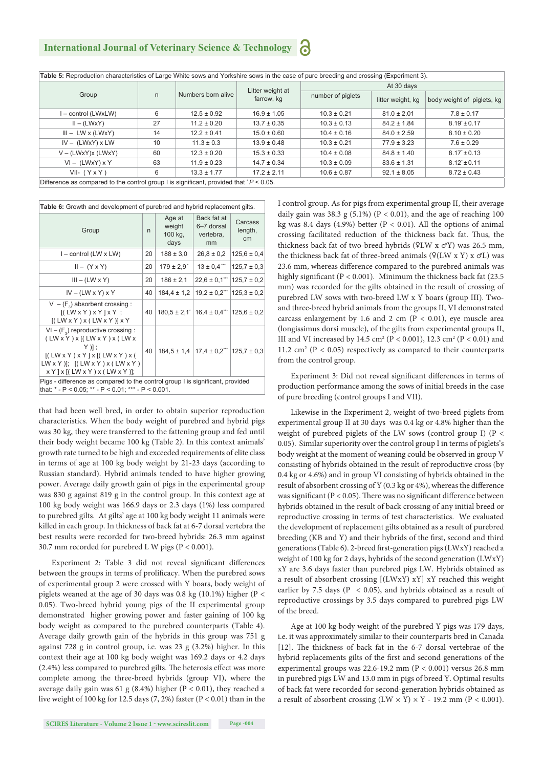**Table 5:** Reproduction characteristics of Large White sows and Yorkshire sows in the case of pure breeding and crossing (Experiment 3).

| Group | n | Numbers born alive | Litter weight at farrow, kg | At 30 days | | |
|---|---|---|---|---|---|---|
| | | | | number of piglets | litter weight, kg | body weight of piglets, kg |
| I – control (LWxLW) | 6 | 12.5 ± 0.92 | 16.9 ± 1.05 | 10.3 ± 0.21 | 81.0 ± 2.01 | 7.8 ± 0.17 |
| II – (LWxY) | 27 | 11.2 ± 0.20 | 13.7 ± 0.35 | 10.3 ± 0.13 | 84.2 ± 1.84 | 8.19* ± 0.17 |
| III – LW x (LWxY) | 14 | 12.2 ± 0.41 | 15.0 ± 0.60 | 10.4 ± 0.16 | 84.0 ± 2.59 | 8.10 ± 0.20 |
| IV – (LWxY) x LW | 10 | 11.3 ± 0.3 | 13.9 ± 0.48 | 10.3 ± 0.21 | 77.9 ± 3.23 | 7.6 ± 0.29 |
| V – (LWxY)x (LWxY) | 60 | 12.3 ± 0.20 | 15.3 ± 0.33 | 10.4 ± 0.08 | 84.8 ± 1.40 | 8.17* ± 0.13 |
| VI – (LWxY) x Y | 63 | 11.9 ± 0.23 | 14.7 ± 0.34 | 10.3 ± 0.09 | 83.6 ± 1.31 | 8.12* ± 0.11 |
| VII- ( Y x Y ) | 6 | 13.3 ± 1.77 | 17.2 ± 2.11 | 10.6 ± 0.87 | 92.1 ± 8.05 | 8.72 ± 0.43 |

Difference as compared to the control group I is significant, provided that * $P < 0.05$.

**Table 6:** Growth and development of purebred and hybrid replacement gilts.

| Group | n | Age at weight 100 kg, days | Back fat at 6–7 dorsal vertebra, mm | Carcass length, cm |
|---|---|---|---|---|
| I – control (LW x LW) | 20 | 188 ± 3,0 | 26,8 ± 0,2 | 125,6 ± 0,4 |
| II – (Y x Y) | 20 | 179 ± 2,9* | 13 ± 0,4*** | 125,7 ± 0,3 |
| III – (LW x Y) | 20 | 186 ± 2,1 | 22,6 ± 0,1*** | 125,7 ± 0,2 |
| IV – (LW x Y) x Y | 40 | 184,4 ± 1,2 | 19,2 ± 0,2*** | 125,3 ± 0,2 |
| V – ($F_3$) absorbent crossing : [( LW x Y ) x Y ] x Y ; [( LW x Y ) x ( LW x Y )] x Y | 40 | 180,5 ± 2,1* | 16,4 ± 0,4*** | 125,6 ± 0,2 |
| VI – ($F_3$) reproductive crossing : ( LW x Y ) x [( LW x Y ) x ( LW x Y )] ; [( LW x Y ) x Y ] x [( LW x Y ) x ( LW x Y )]; [( LW x Y ) x ( LW x Y ) x Y ] x [( LW x Y ) x ( LW x Y )]; | 40 | 184,5 ± 1,4 | 17,4 ± 0,2*** | 125,7 ± 0,3 |

Pigs - difference as compared to the control group I is significant, provided that: * - $P < 0.05$; ** - $P < 0.01$; *** - $P < 0.001$.

that had been well bred, in order to obtain superior reproduction characteristics. When the body weight of purebred and hybrid pigs was 30 kg, they were transferred to the fattening group and fed until their body weight became 100 kg (Table 2). In this context animals' growth rate turned to be high and exceeded requirements of elite class in terms of age at 100 kg body weight by 21-23 days (according to Russian standard). Hybrid animals tended to have higher growing power. Average daily growth gain of pigs in the experimental group was 830 g against 819 g in the control group. In this context age at 100 kg body weight was 166.9 days or 2.3 days (1%) less compared to purebred gilts. At gilts' age at 100 kg body weight 11 animals were killed in each group. In thickness of back fat at 6-7 dorsal vertebra the best results were recorded for two-breed hybrids: 26.3 mm against 30.7 mm recorded for purebred L W pigs ($P < 0.001$).

Experiment 2: Table 3 did not reveal significant differences between the groups in terms of prolificacy. When the purebred sows of experimental group 2 were crossed with Y boars, body weight of piglets weaned at the age of 30 days was 0.8 kg (10.1%) higher ($P < 0.05$). Two-breed hybrid young pigs of the II experimental group demonstrated higher growing power and faster gaining of 100 kg body weight as compared to the purebred counterparts (Table 4). Average daily growth gain of the hybrids in this group was 751 g against 728 g in control group, i.e. was 23 g (3.2%) higher. In this context their age at 100 kg body weight was 169.2 days or 4.2 days (2.4%) less compared to purebred gilts. The heterosis effect was more complete among the three-breed hybrids (group VI), where the average daily gain was 61 g (8.4%) higher ($P < 0.01$), they reached a live weight of 100 kg for 12.5 days (7, 2%) faster ($P < 0.01$) than in the I control group. As for pigs from experimental group II, their average daily gain was 38.3 g (5.1%) ($P < 0.01$), and the age of reaching 100 kg was 8.4 days (4.9%) better ($P < 0.01$). All the options of animal crossing facilitated reduction of the thickness back fat. Thus, the thickness back fat of two-breed hybrids (♀LW x ♂Y) was 26.5 mm, the thickness back fat of three-breed animals (♀(LW x Y) x ♂L) was 23.6 mm, whereas difference compared to the purebred animals was highly significant ($P < 0.001$). Minimum the thickness back fat (23.5 mm) was recorded for the gilts obtained in the result of crossing of purebred LW sows with two-breed LW x Y boars (group III). Two- and three-breed hybrid animals from the groups II, VI demonstrated carcass enlargement by 1.6 and 2 cm ($P < 0.01$), eye muscle area (longissimus dorsi muscle), of the gilts from experimental groups II, III and VI increased by 14.5 cm² ($P < 0.001$), 12.3 cm² ($P < 0.01$) and 11.2 cm² ($P < 0.05$) respectively as compared to their counterparts from the control group.

Experiment 3: Did not reveal significant differences in terms of production performance among the sows of initial breeds in the case of pure breeding (control groups I and VII).

Likewise in the Experiment 2, weight of two-breed piglets from experimental group II at 30 days was 0.4 kg or 4.8% higher than the weight of purebred piglets of the LW sows (control group I) ($P < 0.05$). Similar superiority over the control group I in terms of piglets's body weight at the moment of weaning could be observed in group V consisting of hybrids obtained in the result of reproductive cross (by 0.4 kg or 4.6%) and in group VI consisting of hybrids obtained in the result of absorbent crossing of Y (0.3 kg or 4%), whereas the difference was significant ($P < 0.05$). There was no significant difference between hybrids obtained in the result of back crossing of any initial breed or reproductive crossing in terms of test characteristics. We evaluated the development of replacement gilts obtained as a result of purebred breeding (KB and Y) and their hybrids of the first, second and third generations (Table 6). 2-breed first-generation pigs (LWxY) reached a weight of 100 kg for 2 days, hybrids of the second generation (LWxY) xY are 3.6 days faster than purebred pigs LW. Hybrids obtained as a result of absorbent crossing [(LWxY) xY] xY reached this weight earlier by 7.5 days ($P < 0.05$), and hybrids obtained as a result of reproductive crossings by 3.5 days compared to purebred pigs LW of the breed.

Age at 100 kg body weight of the purebred Y pigs was 179 days, i.e. it was approximately similar to their counterparts bred in Canada [12]. The thickness of back fat in the 6-7 dorsal vertebrae of the hybrid replacements gilts of the first and second generations of the experimental groups was 22.6-19.2 mm ($P < 0.001$) versus 26.8 mm in purebred pigs LW and 13.0 mm in pigs of breed Y. Optimal results of back fat were recorded for second-generation hybrids obtained as a result of absorbent crossing (LW × Y) × Y - 19.2 mm ($P < 0.001$).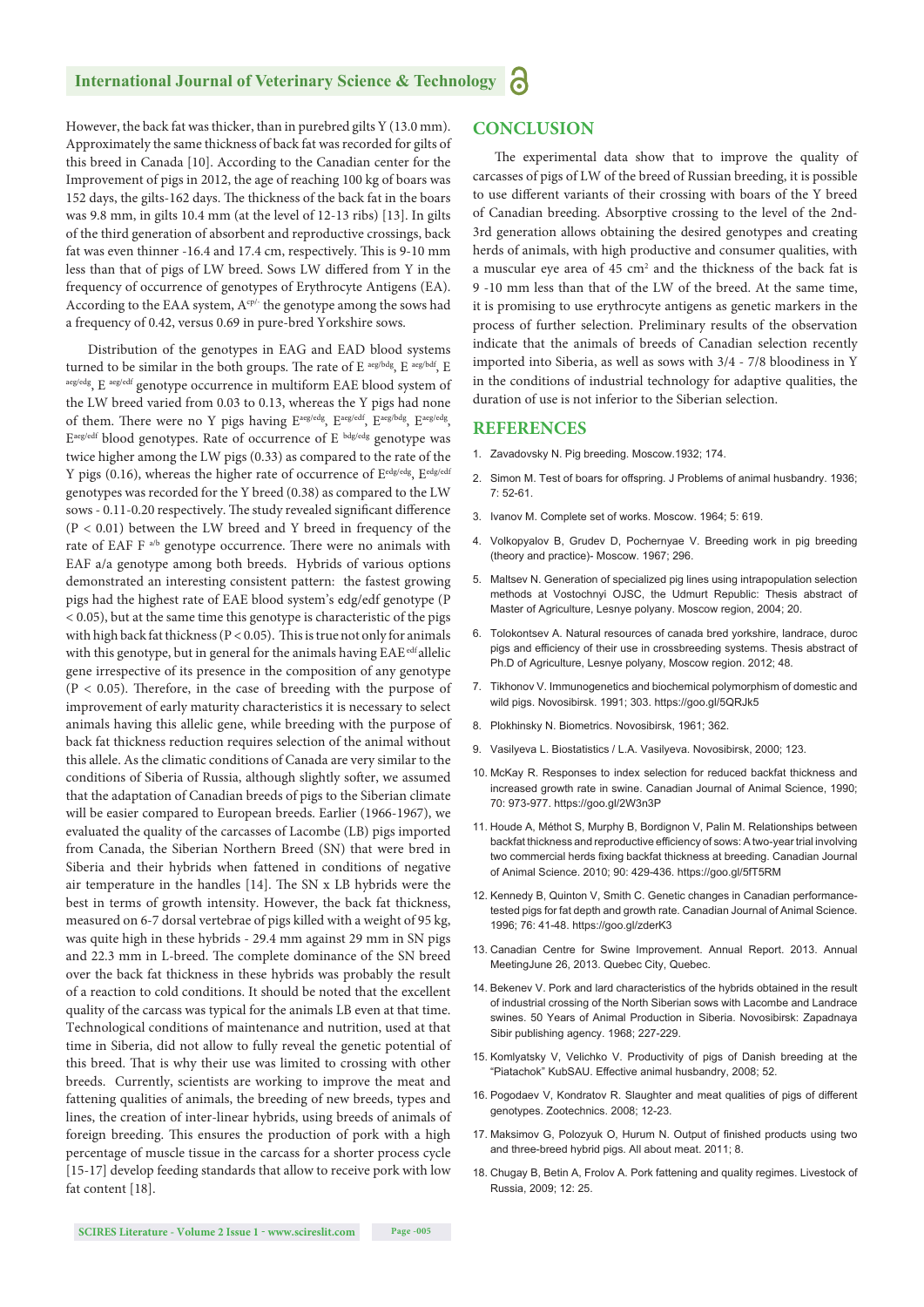However, the back fat was thicker, than in purebred gilts Y (13.0 mm). Approximately the same thickness of back fat was recorded for gilts of this breed in Canada [10]. According to the Canadian center for the Improvement of pigs in 2012, the age of reaching 100 kg of boars was 152 days, the gilts-162 days. The thickness of the back fat in the boars was 9.8 mm, in gilts 10.4 mm (at the level of 12-13 ribs) [13]. In gilts of the third generation of absorbent and reproductive crossings, back fat was even thinner -16.4 and 17.4 cm, respectively. This is 9-10 mm less than that of pigs of LW breed. Sows LW differed from Y in the frequency of occurrence of genotypes of Erythrocyte Antigens (EA). According to the EAA system, $A^{cp/-}$ the genotype among the sows had a frequency of 0.42, versus 0.69 in pure-bred Yorkshire sows.

Distribution of the genotypes in EAG and EAD blood systems turned to be similar in the both groups. The rate of $E^{aeg/bdg}$, $E^{aeg/bdf}$, $E^{aeg/edg}$, $E^{aeg/edf}$ genotype occurrence in multiform EAE blood system of the LW breed varied from 0.03 to 0.13, whereas the Y pigs had none of them. There were no Y pigs having $E^{aeg/edg}$, $E^{aeg/edf}$, $E^{aeg/bdg}$, $E^{aeg/edg}$, $E^{aeg/edf}$ blood genotypes. Rate of occurrence of $E^{bdg/edg}$ genotype was twice higher among the LW pigs (0.33) as compared to the rate of the Y pigs (0.16), whereas the higher rate of occurrence of $E^{edg/edg}$, $E^{edg/edf}$ genotypes was recorded for the Y breed (0.38) as compared to the LW sows - 0.11-0.20 respectively. The study revealed significant difference ($P < 0.01$) between the LW breed and Y breed in frequency of the rate of EAF $F^{a/b}$ genotype occurrence. There were no animals with EAF a/a genotype among both breeds. Hybrids of various options demonstrated an interesting consistent pattern: the fastest growing pigs had the highest rate of EAE blood system's edg/edf genotype ($P < 0.05$), but at the same time this genotype is characteristic of the pigs with high back fat thickness ($P < 0.05$). This is true not only for animals with this genotype, but in general for the animals having $EAE^{edf}$ allelic gene irrespective of its presence in the composition of any genotype ($P < 0.05$). Therefore, in the case of breeding with the purpose of improvement of early maturity characteristics it is necessary to select animals having this allelic gene, while breeding with the purpose of back fat thickness reduction requires selection of the animal without this allele. As the climatic conditions of Canada are very similar to the conditions of Siberia of Russia, although slightly softer, we assumed that the adaptation of Canadian breeds of pigs to the Siberian climate will be easier compared to European breeds. Earlier (1966-1967), we evaluated the quality of the carcasses of Lacombe (LB) pigs imported from Canada, the Siberian Northern Breed (SN) that were bred in Siberia and their hybrids when fattened in conditions of negative air temperature in the handles [14]. The SN x LB hybrids were the best in terms of growth intensity. However, the back fat thickness, measured on 6-7 dorsal vertebrae of pigs killed with a weight of 95 kg, was quite high in these hybrids - 29.4 mm against 29 mm in SN pigs and 22.3 mm in L-breed. The complete dominance of the SN breed over the back fat thickness in these hybrids was probably the result of a reaction to cold conditions. It should be noted that the excellent quality of the carcass was typical for the animals LB even at that time. Technological conditions of maintenance and nutrition, used at that time in Siberia, did not allow to fully reveal the genetic potential of this breed. That is why their use was limited to crossing with other breeds. Currently, scientists are working to improve the meat and fattening qualities of animals, the breeding of new breeds, types and lines, the creation of inter-linear hybrids, using breeds of animals of foreign breeding. This ensures the production of pork with a high percentage of muscle tissue in the carcass for a shorter process cycle [15-17] develop feeding standards that allow to receive pork with low fat content [18].

## CONCLUSION

The experimental data show that to improve the quality of carcasses of pigs of LW of the breed of Russian breeding, it is possible to use different variants of their crossing with boars of the Y breed of Canadian breeding. Absorptive crossing to the level of the 2nd-3rd generation allows obtaining the desired genotypes and creating herds of animals, with high productive and consumer qualities, with a muscular eye area of 45 cm$^2$ and the thickness of the back fat is 9 -10 mm less than that of the LW of the breed. At the same time, it is promising to use erythrocyte antigens as genetic markers in the process of further selection. Preliminary results of the observation indicate that the animals of breeds of Canadian selection recently imported into Siberia, as well as sows with 3/4 - 7/8 bloodiness in Y in the conditions of industrial technology for adaptive qualities, the duration of use is not inferior to the Siberian selection.

## REFERENCES

1. Zavadovsky N. Pig breeding. Moscow.1932; 174.
2. Simon M. Test of boars for offspring. J Problems of animal husbandry. 1936; 7: 52-61.
3. Ivanov M. Complete set of works. Moscow. 1964; 5: 619.
4. Volkopyalov B, Grudev D, Pochernyae V. Breeding work in pig breeding (theory and practice)- Moscow. 1967; 296.
5. Maltsev N. Generation of specialized pig lines using intrapopulation selection methods at Vostochnyi OJSC, the Udmurt Republic: Thesis abstract of Master of Agriculture, Lesnye polyany. Moscow region, 2004; 20.
6. Tolokontsev A. Natural resources of canada bred yorkshire, landrace, duroc pigs and efficiency of their use in crossbreeding systems. Thesis abstract of Ph.D of Agriculture, Lesnye polyany, Moscow region. 2012; 48.
7. Tikhonov V. Immunogenetics and biochemical polymorphism of domestic and wild pigs. Novosibirsk. 1991; 303. https://goo.gl/5QRJk5
8. Plokhinsky N. Biometrics. Novosibirsk, 1961; 362.
9. Vasilyeva L. Biostatistics / L.A. Vasilyeva. Novosibirsk, 2000; 123.
10. McKay R. Responses to index selection for reduced backfat thickness and increased growth rate in swine. Canadian Journal of Animal Science, 1990; 70: 973-977. https://goo.gl/2W3n3P
11. Houde A, Méthot S, Murphy B, Bordignon V, Palin M. Relationships between backfat thickness and reproductive efficiency of sows: A two-year trial involving two commercial herds fixing backfat thickness at breeding. Canadian Journal of Animal Science. 2010; 90: 429-436. https://goo.gl/5fT5RM
12. Kennedy B, Quinton V, Smith C. Genetic changes in Canadian performance-tested pigs for fat depth and growth rate. Canadian Journal of Animal Science. 1996; 76: 41-48. https://goo.gl/zderK3
13. Canadian Centre for Swine Improvement. Annual Report. 2013. Annual MeetingJune 26, 2013. Quebec City, Quebec.
14. Bekenev V. Pork and lard characteristics of the hybrids obtained in the result of industrial crossing of the North Siberian sows with Lacombe and Landrace swines. 50 Years of Animal Production in Siberia. Novosibirsk: Zapadnaya Sibir publishing agency. 1968; 227-229.
15. Komlyatsky V, Velichko V. Productivity of pigs of Danish breeding at the "Piatachok" KubSAU. Effective animal husbandry, 2008; 52.
16. Pogodaev V, Kondratov R. Slaughter and meat qualities of pigs of different genotypes. Zootechnics. 2008; 12-23.
17. Maksimov G, Polozyuk O, Hurum N. Output of finished products using two and three-breed hybrid pigs. All about meat. 2011; 8.
18. Chugay B, Betin A, Frolov A. Pork fattening and quality regimes. Livestock of Russia, 2009; 12: 25.